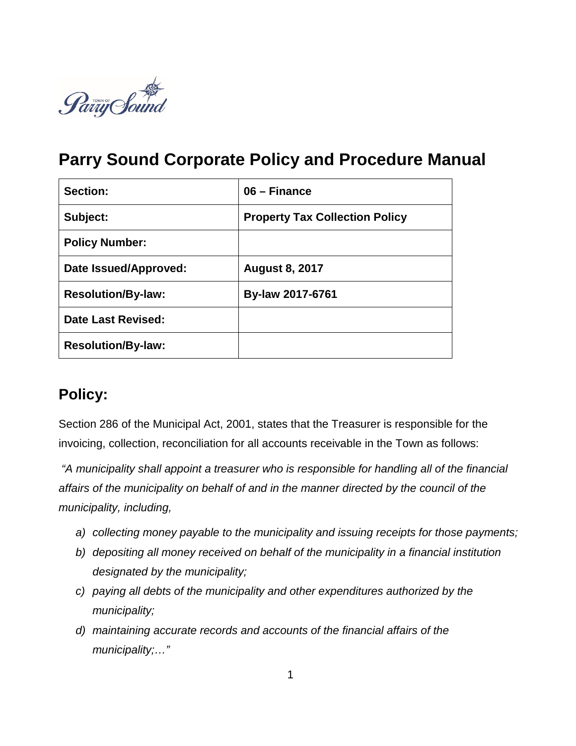# Parry Sound Corporate Policy and Procedure Manual

| Section: | 06 – Finance |
|---|---|
| Subject: | Property Tax Collection Policy |
| Policy Number: | |
| Date Issued/Approved: | August 8, 2017 |
| Resolution/By-law: | By-law 2017-6761 |
| Date Last Revised: | |
| Resolution/By-law: | |

## Policy:

Section 286 of the Municipal Act, 2001, states that the Treasurer is responsible for the invoicing, collection, reconciliation for all accounts receivable in the Town as follows:

*"A municipality shall appoint a treasurer who is responsible for handling all of the financial affairs of the municipality on behalf of and in the manner directed by the council of the municipality, including,*

- *a) collecting money payable to the municipality and issuing receipts for those payments;*
- *b) depositing all money received on behalf of the municipality in a financial institution designated by the municipality;*
- *c) paying all debts of the municipality and other expenditures authorized by the municipality;*
- *d) maintaining accurate records and accounts of the financial affairs of the municipality;…"*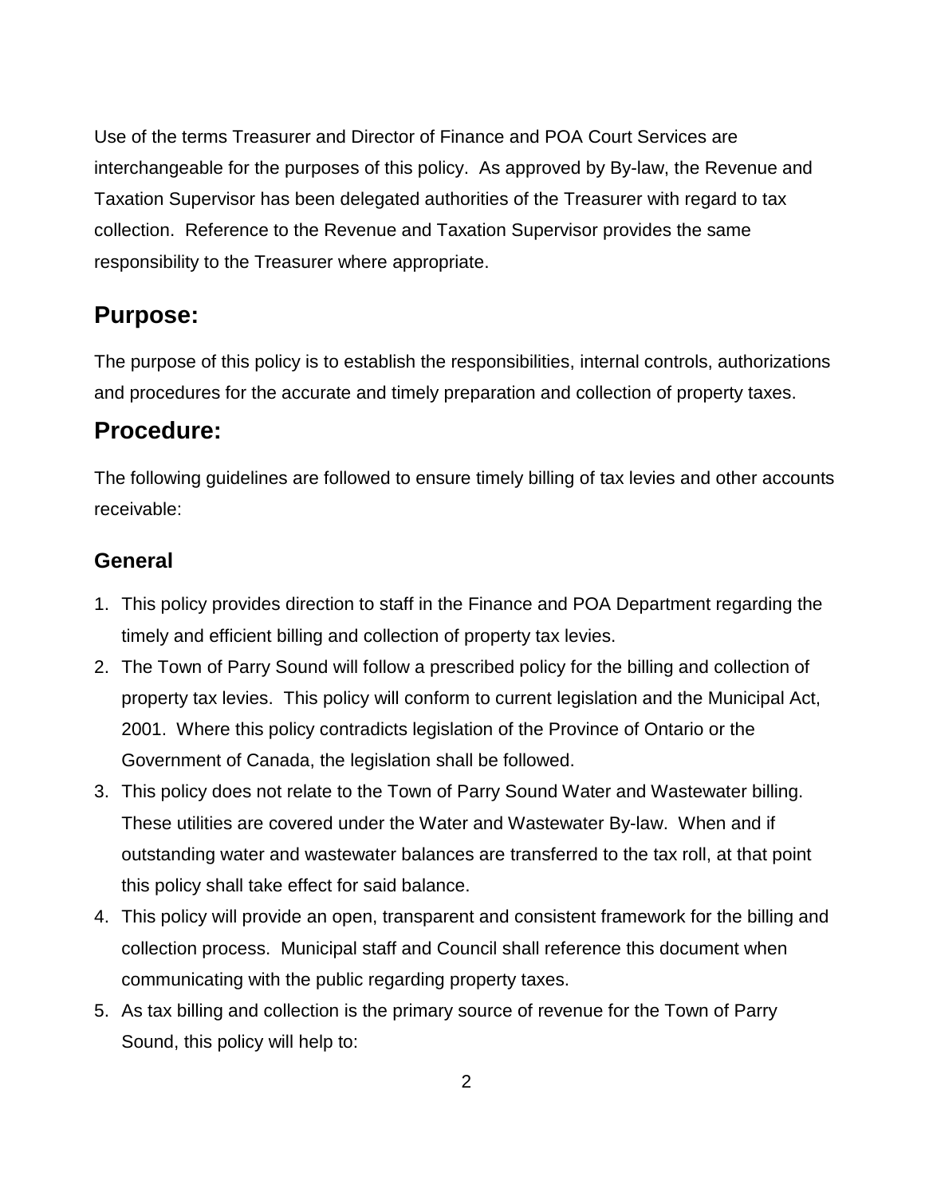Use of the terms Treasurer and Director of Finance and POA Court Services are interchangeable for the purposes of this policy. As approved by By-law, the Revenue and Taxation Supervisor has been delegated authorities of the Treasurer with regard to tax collection. Reference to the Revenue and Taxation Supervisor provides the same responsibility to the Treasurer where appropriate.

## Purpose:

The purpose of this policy is to establish the responsibilities, internal controls, authorizations and procedures for the accurate and timely preparation and collection of property taxes.

## Procedure:

The following guidelines are followed to ensure timely billing of tax levies and other accounts receivable:

### General

1. This policy provides direction to staff in the Finance and POA Department regarding the timely and efficient billing and collection of property tax levies.
2. The Town of Parry Sound will follow a prescribed policy for the billing and collection of property tax levies. This policy will conform to current legislation and the Municipal Act, 2001. Where this policy contradicts legislation of the Province of Ontario or the Government of Canada, the legislation shall be followed.
3. This policy does not relate to the Town of Parry Sound Water and Wastewater billing. These utilities are covered under the Water and Wastewater By-law. When and if outstanding water and wastewater balances are transferred to the tax roll, at that point this policy shall take effect for said balance.
4. This policy will provide an open, transparent and consistent framework for the billing and collection process. Municipal staff and Council shall reference this document when communicating with the public regarding property taxes.
5. As tax billing and collection is the primary source of revenue for the Town of Parry Sound, this policy will help to: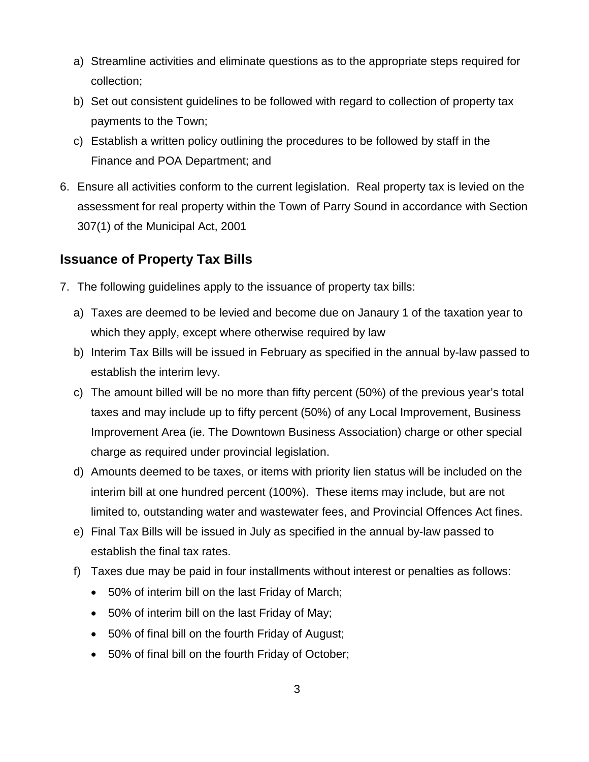a) Streamline activities and eliminate questions as to the appropriate steps required for collection;
b) Set out consistent guidelines to be followed with regard to collection of property tax payments to the Town;
c) Establish a written policy outlining the procedures to be followed by staff in the Finance and POA Department; and

6. Ensure all activities conform to the current legislation. Real property tax is levied on the assessment for real property within the Town of Parry Sound in accordance with Section 307(1) of the Municipal Act, 2001

## Issuance of Property Tax Bills

7. The following guidelines apply to the issuance of property tax bills:
   a) Taxes are deemed to be levied and become due on Janaury 1 of the taxation year to which they apply, except where otherwise required by law
   b) Interim Tax Bills will be issued in February as specified in the annual by-law passed to establish the interim levy.
   c) The amount billed will be no more than fifty percent (50%) of the previous year's total taxes and may include up to fifty percent (50%) of any Local Improvement, Business Improvement Area (ie. The Downtown Business Association) charge or other special charge as required under provincial legislation.
   d) Amounts deemed to be taxes, or items with priority lien status will be included on the interim bill at one hundred percent (100%). These items may include, but are not limited to, outstanding water and wastewater fees, and Provincial Offences Act fines.
   e) Final Tax Bills will be issued in July as specified in the annual by-law passed to establish the final tax rates.
   f) Taxes due may be paid in four installments without interest or penalties as follows:
      - 50% of interim bill on the last Friday of March;
      - 50% of interim bill on the last Friday of May;
      - 50% of final bill on the fourth Friday of August;
      - 50% of final bill on the fourth Friday of October;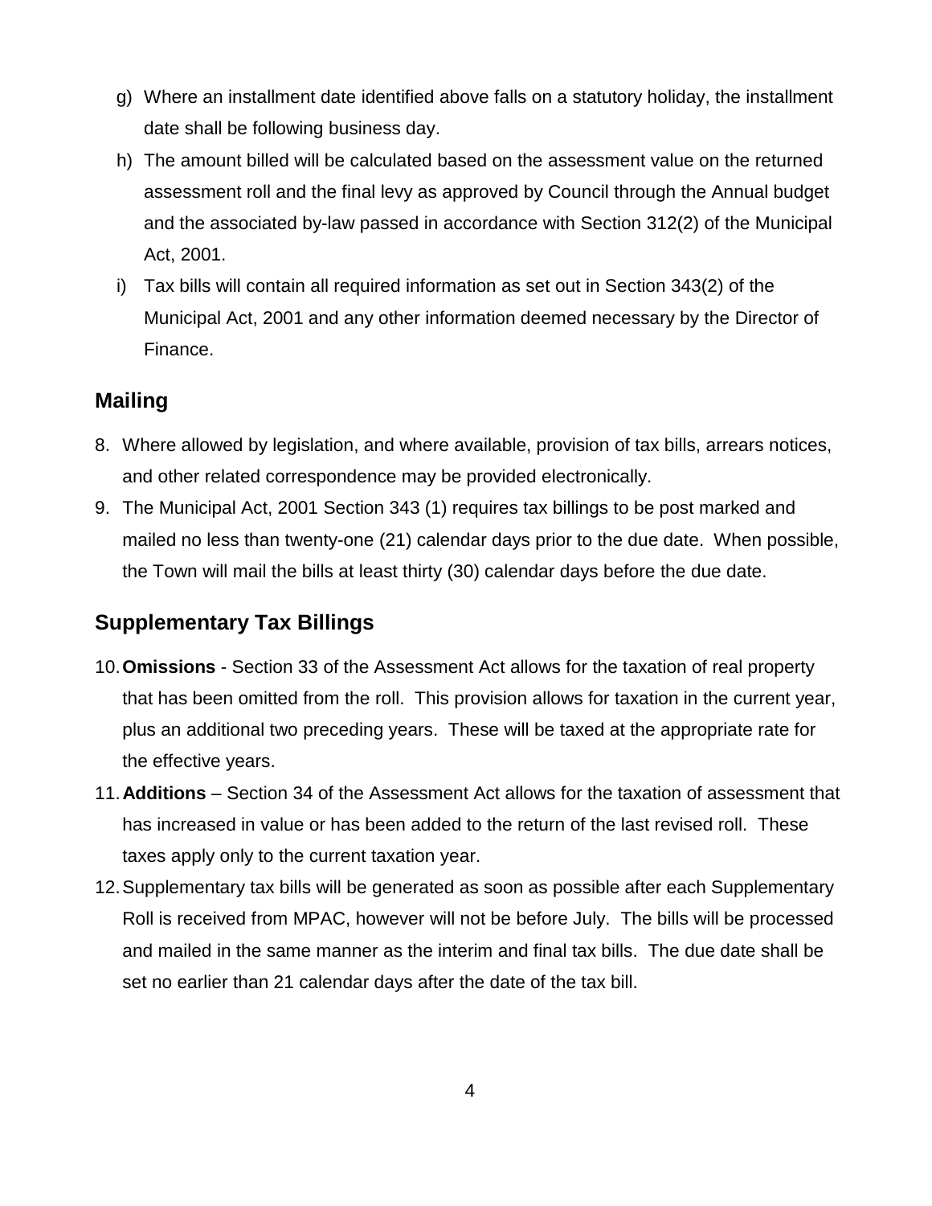g) Where an installment date identified above falls on a statutory holiday, the installment date shall be following business day.

h) The amount billed will be calculated based on the assessment value on the returned assessment roll and the final levy as approved by Council through the Annual budget and the associated by-law passed in accordance with Section 312(2) of the Municipal Act, 2001.

i) Tax bills will contain all required information as set out in Section 343(2) of the Municipal Act, 2001 and any other information deemed necessary by the Director of Finance.

## Mailing

8. Where allowed by legislation, and where available, provision of tax bills, arrears notices, and other related correspondence may be provided electronically.
9. The Municipal Act, 2001 Section 343 (1) requires tax billings to be post marked and mailed no less than twenty-one (21) calendar days prior to the due date. When possible, the Town will mail the bills at least thirty (30) calendar days before the due date.

## Supplementary Tax Billings

10. **Omissions** - Section 33 of the Assessment Act allows for the taxation of real property that has been omitted from the roll. This provision allows for taxation in the current year, plus an additional two preceding years. These will be taxed at the appropriate rate for the effective years.
11. **Additions** – Section 34 of the Assessment Act allows for the taxation of assessment that has increased in value or has been added to the return of the last revised roll. These taxes apply only to the current taxation year.
12. Supplementary tax bills will be generated as soon as possible after each Supplementary Roll is received from MPAC, however will not be before July. The bills will be processed and mailed in the same manner as the interim and final tax bills. The due date shall be set no earlier than 21 calendar days after the date of the tax bill.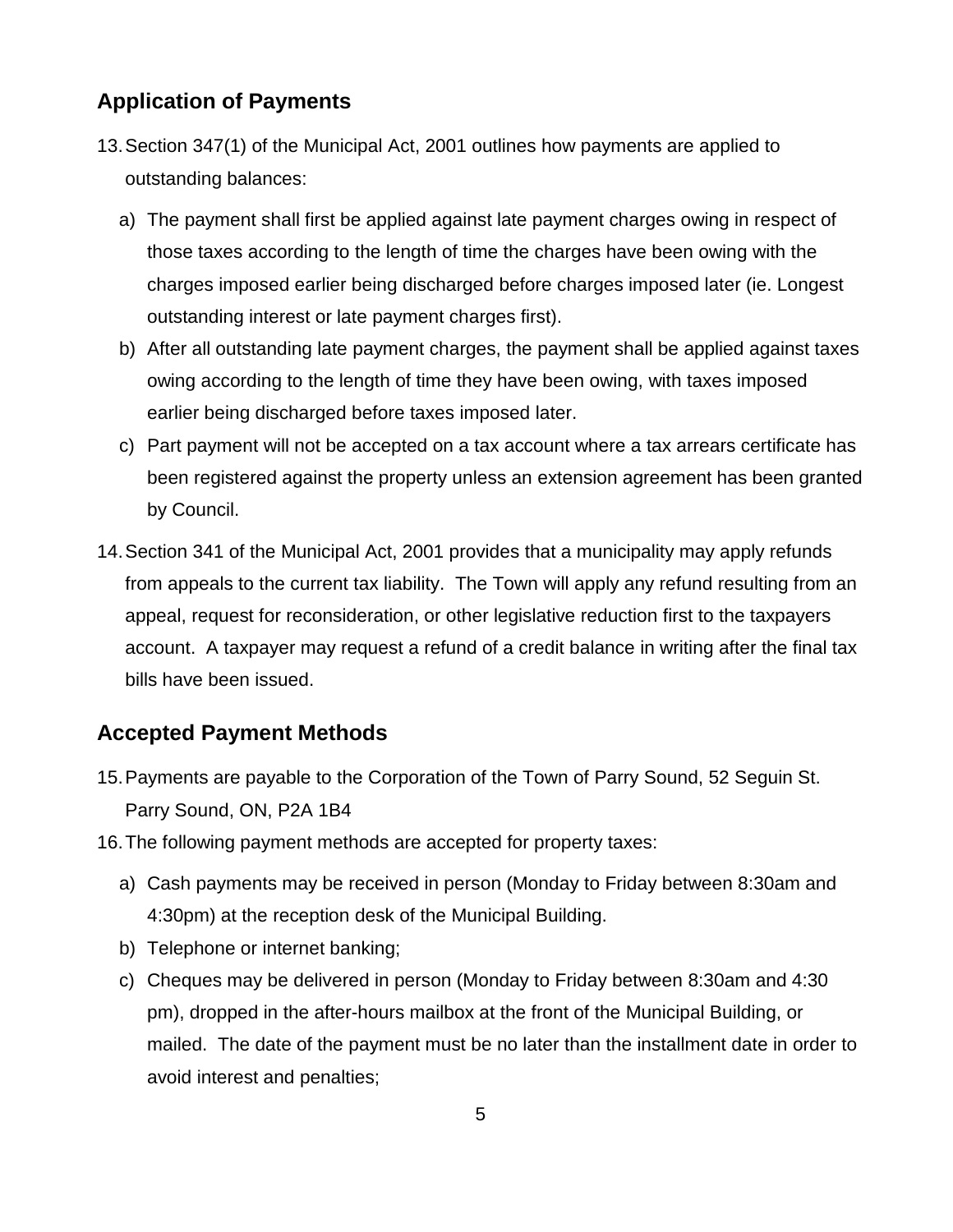## Application of Payments

13. Section 347(1) of the Municipal Act, 2001 outlines how payments are applied to outstanding balances:

    a) The payment shall first be applied against late payment charges owing in respect of those taxes according to the length of time the charges have been owing with the charges imposed earlier being discharged before charges imposed later (ie. Longest outstanding interest or late payment charges first).

    b) After all outstanding late payment charges, the payment shall be applied against taxes owing according to the length of time they have been owing, with taxes imposed earlier being discharged before taxes imposed later.

    c) Part payment will not be accepted on a tax account where a tax arrears certificate has been registered against the property unless an extension agreement has been granted by Council.

14. Section 341 of the Municipal Act, 2001 provides that a municipality may apply refunds from appeals to the current tax liability. The Town will apply any refund resulting from an appeal, request for reconsideration, or other legislative reduction first to the taxpayers account. A taxpayer may request a refund of a credit balance in writing after the final tax bills have been issued.

## Accepted Payment Methods

15. Payments are payable to the Corporation of the Town of Parry Sound, 52 Seguin St. Parry Sound, ON, P2A 1B4

16. The following payment methods are accepted for property taxes:

    a) Cash payments may be received in person (Monday to Friday between 8:30am and 4:30pm) at the reception desk of the Municipal Building.

    b) Telephone or internet banking;

    c) Cheques may be delivered in person (Monday to Friday between 8:30am and 4:30 pm), dropped in the after-hours mailbox at the front of the Municipal Building, or mailed. The date of the payment must be no later than the installment date in order to avoid interest and penalties;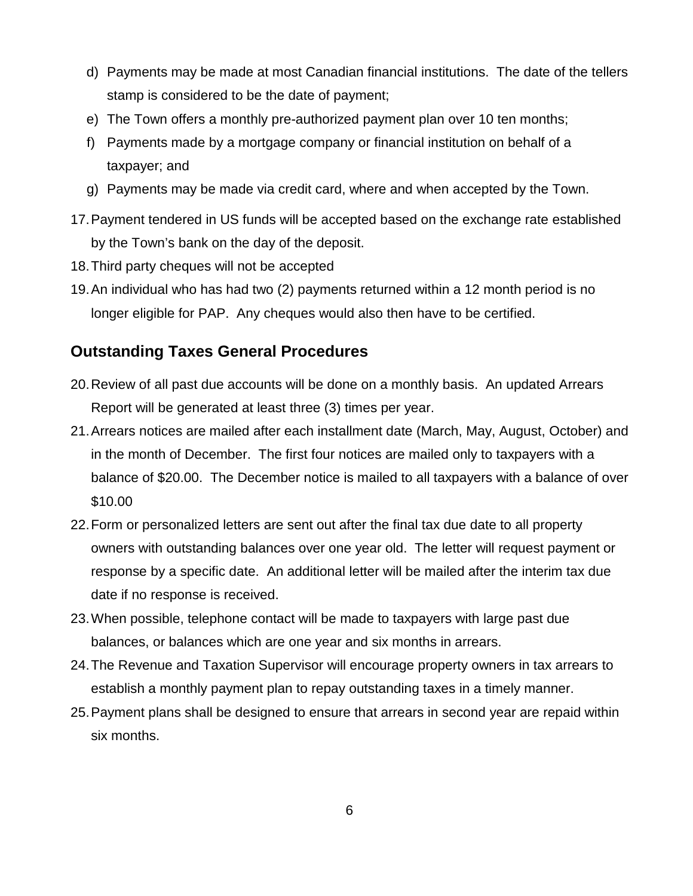d) Payments may be made at most Canadian financial institutions. The date of the tellers stamp is considered to be the date of payment;
e) The Town offers a monthly pre-authorized payment plan over 10 ten months;
f) Payments made by a mortgage company or financial institution on behalf of a taxpayer; and
g) Payments may be made via credit card, where and when accepted by the Town.

17. Payment tendered in US funds will be accepted based on the exchange rate established by the Town's bank on the day of the deposit.
18. Third party cheques will not be accepted
19. An individual who has had two (2) payments returned within a 12 month period is no longer eligible for PAP. Any cheques would also then have to be certified.

## Outstanding Taxes General Procedures

20. Review of all past due accounts will be done on a monthly basis. An updated Arrears Report will be generated at least three (3) times per year.
21. Arrears notices are mailed after each installment date (March, May, August, October) and in the month of December. The first four notices are mailed only to taxpayers with a balance of \$20.00. The December notice is mailed to all taxpayers with a balance of over \$10.00
22. Form or personalized letters are sent out after the final tax due date to all property owners with outstanding balances over one year old. The letter will request payment or response by a specific date. An additional letter will be mailed after the interim tax due date if no response is received.
23. When possible, telephone contact will be made to taxpayers with large past due balances, or balances which are one year and six months in arrears.
24. The Revenue and Taxation Supervisor will encourage property owners in tax arrears to establish a monthly payment plan to repay outstanding taxes in a timely manner.
25. Payment plans shall be designed to ensure that arrears in second year are repaid within six months.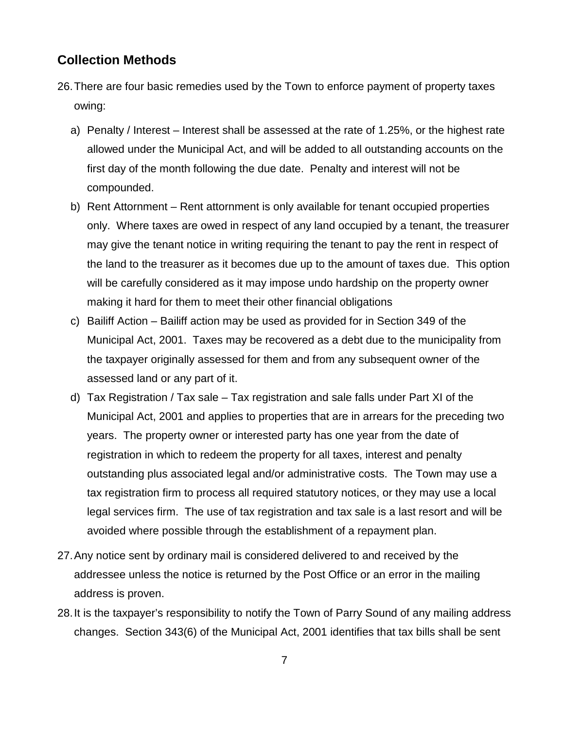## Collection Methods

26. There are four basic remedies used by the Town to enforce payment of property taxes owing:

    a) Penalty / Interest – Interest shall be assessed at the rate of 1.25%, or the highest rate allowed under the Municipal Act, and will be added to all outstanding accounts on the first day of the month following the due date. Penalty and interest will not be compounded.

    b) Rent Attornment – Rent attornment is only available for tenant occupied properties only. Where taxes are owed in respect of any land occupied by a tenant, the treasurer may give the tenant notice in writing requiring the tenant to pay the rent in respect of the land to the treasurer as it becomes due up to the amount of taxes due. This option will be carefully considered as it may impose undo hardship on the property owner making it hard for them to meet their other financial obligations

    c) Bailiff Action – Bailiff action may be used as provided for in Section 349 of the Municipal Act, 2001. Taxes may be recovered as a debt due to the municipality from the taxpayer originally assessed for them and from any subsequent owner of the assessed land or any part of it.

    d) Tax Registration / Tax sale – Tax registration and sale falls under Part XI of the Municipal Act, 2001 and applies to properties that are in arrears for the preceding two years. The property owner or interested party has one year from the date of registration in which to redeem the property for all taxes, interest and penalty outstanding plus associated legal and/or administrative costs. The Town may use a tax registration firm to process all required statutory notices, or they may use a local legal services firm. The use of tax registration and tax sale is a last resort and will be avoided where possible through the establishment of a repayment plan.

27. Any notice sent by ordinary mail is considered delivered to and received by the addressee unless the notice is returned by the Post Office or an error in the mailing address is proven.

28. It is the taxpayer's responsibility to notify the Town of Parry Sound of any mailing address changes. Section 343(6) of the Municipal Act, 2001 identifies that tax bills shall be sent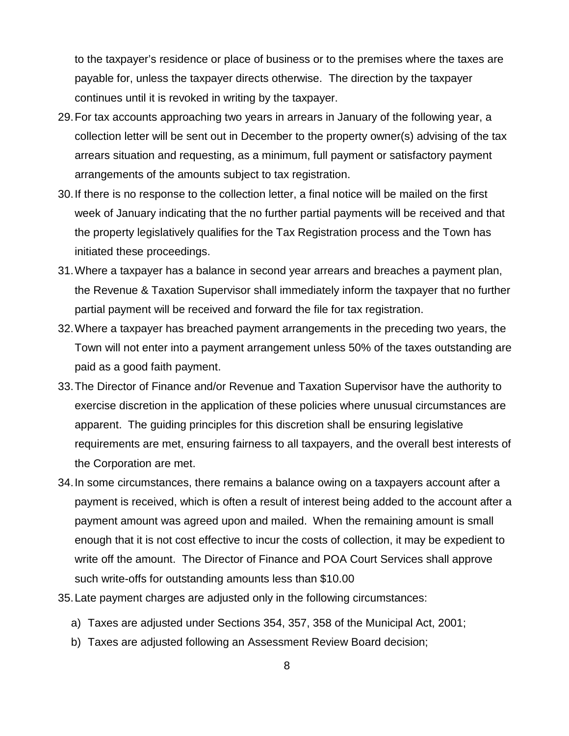to the taxpayer's residence or place of business or to the premises where the taxes are payable for, unless the taxpayer directs otherwise. The direction by the taxpayer continues until it is revoked in writing by the taxpayer.

29. For tax accounts approaching two years in arrears in January of the following year, a collection letter will be sent out in December to the property owner(s) advising of the tax arrears situation and requesting, as a minimum, full payment or satisfactory payment arrangements of the amounts subject to tax registration.
30. If there is no response to the collection letter, a final notice will be mailed on the first week of January indicating that the no further partial payments will be received and that the property legislatively qualifies for the Tax Registration process and the Town has initiated these proceedings.
31. Where a taxpayer has a balance in second year arrears and breaches a payment plan, the Revenue & Taxation Supervisor shall immediately inform the taxpayer that no further partial payment will be received and forward the file for tax registration.
32. Where a taxpayer has breached payment arrangements in the preceding two years, the Town will not enter into a payment arrangement unless 50% of the taxes outstanding are paid as a good faith payment.
33. The Director of Finance and/or Revenue and Taxation Supervisor have the authority to exercise discretion in the application of these policies where unusual circumstances are apparent. The guiding principles for this discretion shall be ensuring legislative requirements are met, ensuring fairness to all taxpayers, and the overall best interests of the Corporation are met.
34. In some circumstances, there remains a balance owing on a taxpayers account after a payment is received, which is often a result of interest being added to the account after a payment amount was agreed upon and mailed. When the remaining amount is small enough that it is not cost effective to incur the costs of collection, it may be expedient to write off the amount. The Director of Finance and POA Court Services shall approve such write-offs for outstanding amounts less than $10.00
35. Late payment charges are adjusted only in the following circumstances:

    a) Taxes are adjusted under Sections 354, 357, 358 of the Municipal Act, 2001;
    b) Taxes are adjusted following an Assessment Review Board decision;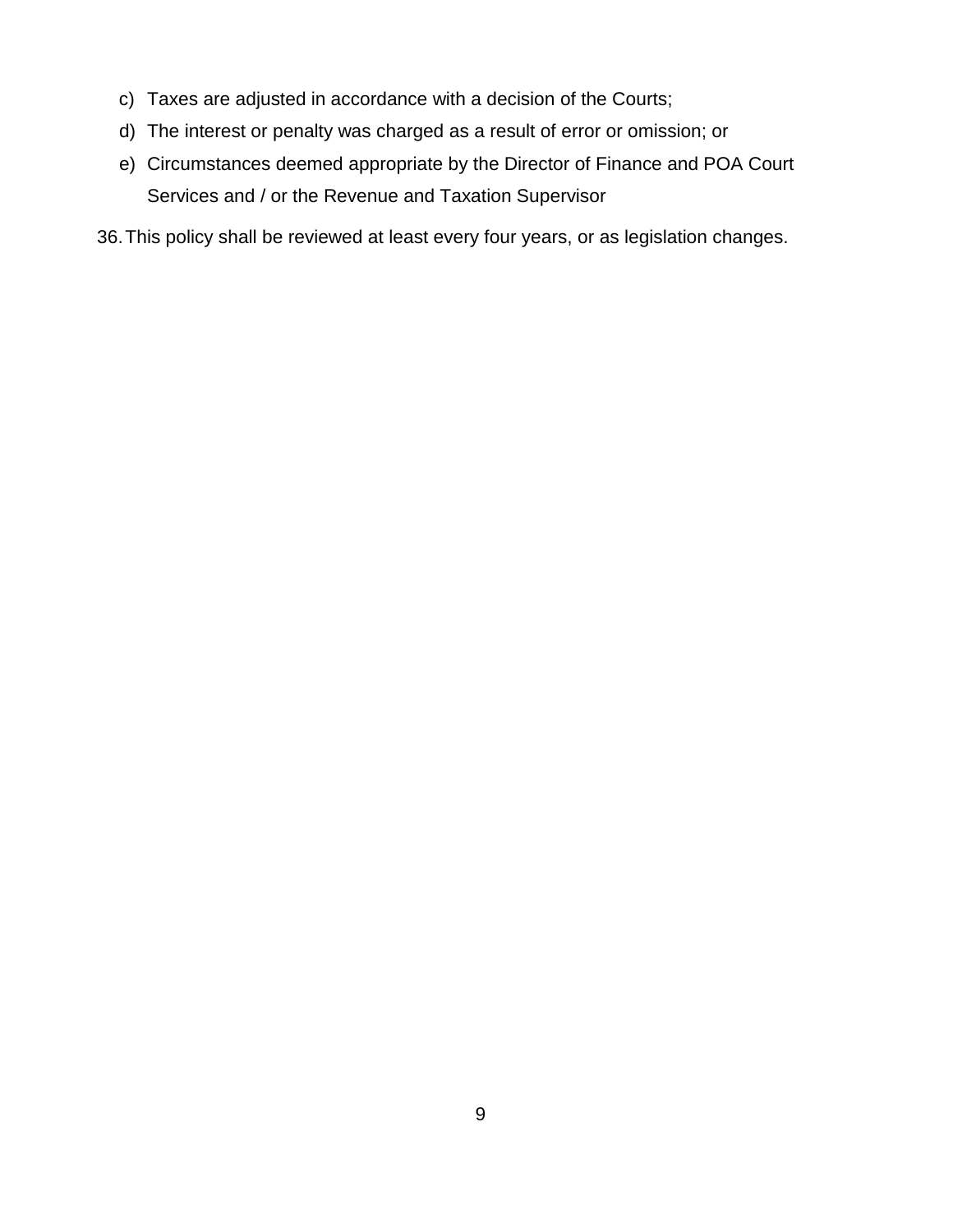c) Taxes are adjusted in accordance with a decision of the Courts;
d) The interest or penalty was charged as a result of error or omission; or
e) Circumstances deemed appropriate by the Director of Finance and POA Court Services and / or the Revenue and Taxation Supervisor

36. This policy shall be reviewed at least every four years, or as legislation changes.